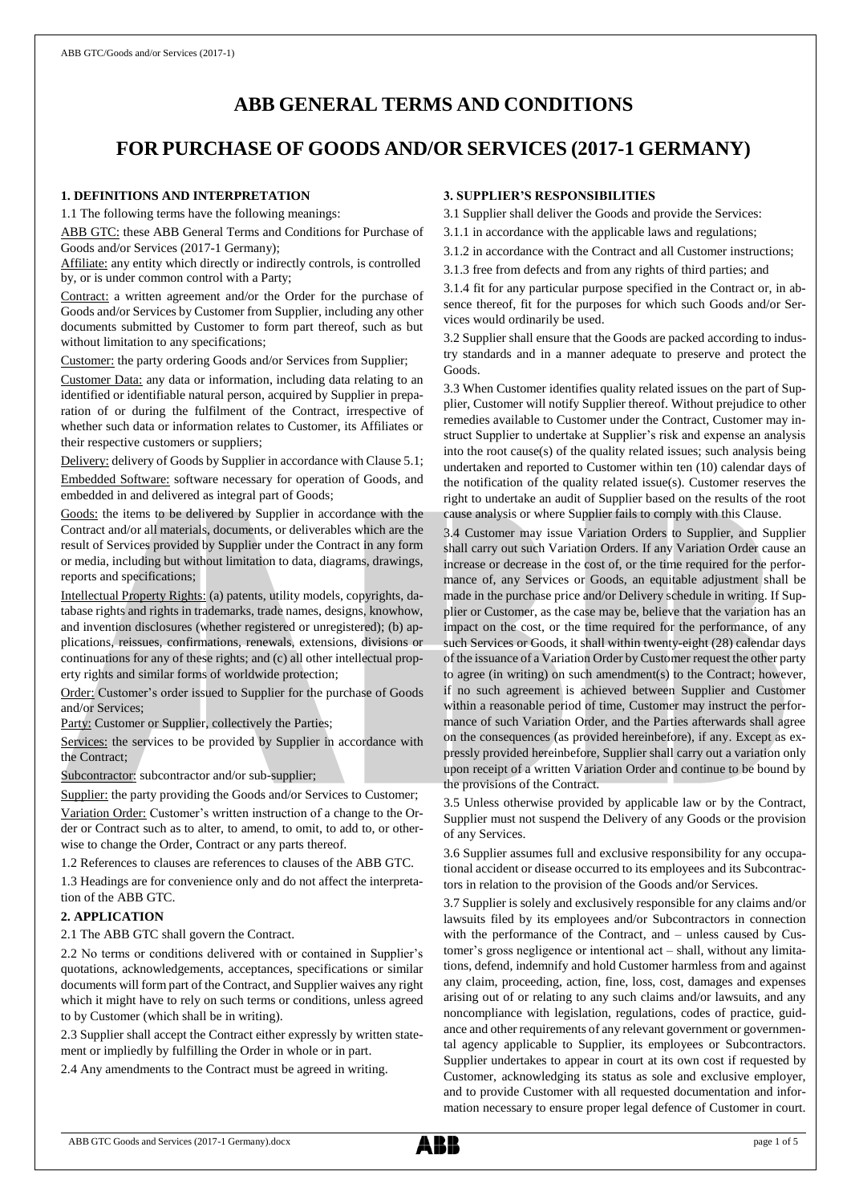# ABB GENERAL TERMS AND CONDITIONS

# FOR PURCHASE OF GOODS AND/OR SERVICES (2017-1 GERMANY)

### 1. DEFINITIONS AND INTERPRETATION

1.1 The following terms have the following meanings:

ABB GTC: these ABB General Terms and Conditions for Purchase of Goods and/or Services (2017-1 Germany);

Affiliate: any entity which directly or indirectly controls, is controlled by, or is under common control with a Party;

Contract: a written agreement and/or the Order for the purchase of Goods and/or Services by Customer from Supplier, including any other documents submitted by Customer to form part thereof, such as but without limitation to any specifications;

Customer: the party ordering Goods and/or Services from Supplier;

Customer Data: any data or information, including data relating to an identified or identifiable natural person, acquired by Supplier in preparation of or during the fulfilment of the Contract, irrespective of whether such data or information relates to Customer, its Affiliates or their respective customers or suppliers;

Delivery: delivery of Goods by Supplier in accordance with Clause 5.1;

Embedded Software: software necessary for operation of Goods, and embedded in and delivered as integral part of Goods;

Goods: the items to be delivered by Supplier in accordance with the Contract and/or all materials, documents, or deliverables which are the result of Services provided by Supplier under the Contract in any form or media, including but without limitation to data, diagrams, drawings, reports and specifications;

Intellectual Property Rights: (a) patents, utility models, copyrights, database rights and rights in trademarks, trade names, designs, knowhow, and invention disclosures (whether registered or unregistered); (b) applications, reissues, confirmations, renewals, extensions, divisions or continuations for any of these rights; and (c) all other intellectual property rights and similar forms of worldwide protection;

Order: Customer's order issued to Supplier for the purchase of Goods and/or Services;

Party: Customer or Supplier, collectively the Parties;

Services: the services to be provided by Supplier in accordance with the Contract;

Subcontractor: subcontractor and/or sub-supplier;

Supplier: the party providing the Goods and/or Services to Customer;

Variation Order: Customer's written instruction of a change to the Order or Contract such as to alter, to amend, to omit, to add to, or otherwise to change the Order, Contract or any parts thereof.

1.2 References to clauses are references to clauses of the ABB GTC.

1.3 Headings are for convenience only and do not affect the interpretation of the ABB GTC.

### 2. APPLICATION

2.1 The ABB GTC shall govern the Contract.

2.2 No terms or conditions delivered with or contained in Supplier's quotations, acknowledgements, acceptances, specifications or similar documents will form part of the Contract, and Supplier waives any right which it might have to rely on such terms or conditions, unless agreed to by Customer (which shall be in writing).

2.3 Supplier shall accept the Contract either expressly by written statement or impliedly by fulfilling the Order in whole or in part.

2.4 Any amendments to the Contract must be agreed in writing.

### 3. SUPPLIER'S RESPONSIBILITIES

3.1 Supplier shall deliver the Goods and provide the Services:

3.1.1 in accordance with the applicable laws and regulations;

3.1.2 in accordance with the Contract and all Customer instructions;

3.1.3 free from defects and from any rights of third parties; and

3.1.4 fit for any particular purpose specified in the Contract or, in absence thereof, fit for the purposes for which such Goods and/or Services would ordinarily be used.

3.2 Supplier shall ensure that the Goods are packed according to industry standards and in a manner adequate to preserve and protect the Goods.

3.3 When Customer identifies quality related issues on the part of Supplier, Customer will notify Supplier thereof. Without prejudice to other remedies available to Customer under the Contract, Customer may instruct Supplier to undertake at Supplier's risk and expense an analysis into the root cause(s) of the quality related issues; such analysis being undertaken and reported to Customer within ten (10) calendar days of the notification of the quality related issue(s). Customer reserves the right to undertake an audit of Supplier based on the results of the root cause analysis or where Supplier fails to comply with this Clause.

3.4 Customer may issue Variation Orders to Supplier, and Supplier shall carry out such Variation Orders. If any Variation Order cause an increase or decrease in the cost of, or the time required for the performance of, any Services or Goods, an equitable adjustment shall be made in the purchase price and/or Delivery schedule in writing. If Supplier or Customer, as the case may be, believe that the variation has an impact on the cost, or the time required for the performance, of any such Services or Goods, it shall within twenty-eight (28) calendar days of the issuance of a Variation Order by Customer request the other party to agree (in writing) on such amendment(s) to the Contract; however, if no such agreement is achieved between Supplier and Customer within a reasonable period of time, Customer may instruct the performance of such Variation Order, and the Parties afterwards shall agree on the consequences (as provided hereinbefore), if any. Except as expressly provided hereinbefore, Supplier shall carry out a variation only upon receipt of a written Variation Order and continue to be bound by the provisions of the Contract.

3.5 Unless otherwise provided by applicable law or by the Contract, Supplier must not suspend the Delivery of any Goods or the provision of any Services.

3.6 Supplier assumes full and exclusive responsibility for any occupational accident or disease occurred to its employees and its Subcontractors in relation to the provision of the Goods and/or Services.

3.7 Supplier is solely and exclusively responsible for any claims and/or lawsuits filed by its employees and/or Subcontractors in connection with the performance of the Contract, and – unless caused by Customer's gross negligence or intentional act – shall, without any limitations, defend, indemnify and hold Customer harmless from and against any claim, proceeding, action, fine, loss, cost, damages and expenses arising out of or relating to any such claims and/or lawsuits, and any noncompliance with legislation, regulations, codes of practice, guidance and other requirements of any relevant government or governmental agency applicable to Supplier, its employees or Subcontractors. Supplier undertakes to appear in court at its own cost if requested by Customer, acknowledging its status as sole and exclusive employer, and to provide Customer with all requested documentation and information necessary to ensure proper legal defence of Customer in court.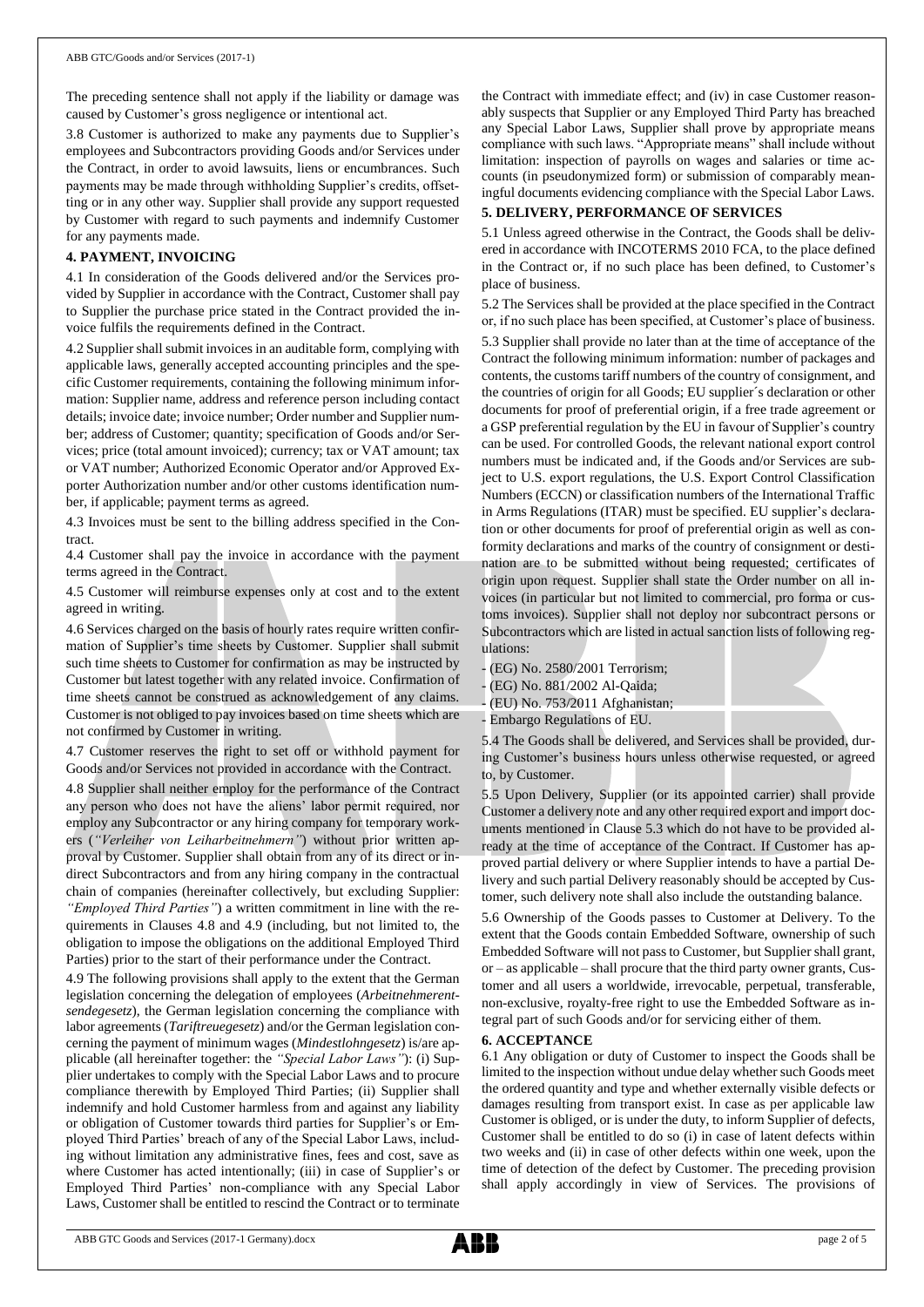The preceding sentence shall not apply if the liability or damage was caused by Customer's gross negligence or intentional act.

3.8 Customer is authorized to make any payments due to Supplier's employees and Subcontractors providing Goods and/or Services under the Contract, in order to avoid lawsuits, liens or encumbrances. Such payments may be made through withholding Supplier's credits, offsetting or in any other way. Supplier shall provide any support requested by Customer with regard to such payments and indemnify Customer for any payments made.

## 4. PAYMENT, INVOICING

4.1 In consideration of the Goods delivered and/or the Services provided by Supplier in accordance with the Contract, Customer shall pay to Supplier the purchase price stated in the Contract provided the invoice fulfils the requirements defined in the Contract.

4.2 Supplier shall submit invoices in an auditable form, complying with applicable laws, generally accepted accounting principles and the specific Customer requirements, containing the following minimum information: Supplier name, address and reference person including contact details; invoice date; invoice number; Order number and Supplier number; address of Customer; quantity; specification of Goods and/or Services; price (total amount invoiced); currency; tax or VAT amount; tax or VAT number; Authorized Economic Operator and/or Approved Exporter Authorization number and/or other customs identification number, if applicable; payment terms as agreed.

4.3 Invoices must be sent to the billing address specified in the Contract.

4.4 Customer shall pay the invoice in accordance with the payment terms agreed in the Contract.

4.5 Customer will reimburse expenses only at cost and to the extent agreed in writing.

4.6 Services charged on the basis of hourly rates require written confirmation of Supplier's time sheets by Customer. Supplier shall submit such time sheets to Customer for confirmation as may be instructed by Customer but latest together with any related invoice. Confirmation of time sheets cannot be construed as acknowledgement of any claims. Customer is not obliged to pay invoices based on time sheets which are not confirmed by Customer in writing.

4.7 Customer reserves the right to set off or withhold payment for Goods and/or Services not provided in accordance with the Contract.

4.8 Supplier shall neither employ for the performance of the Contract any person who does not have the aliens' labor permit required, nor employ any Subcontractor or any hiring company for temporary workers (*"Verleiher von Leiharbeitnehmern"*) without prior written approval by Customer. Supplier shall obtain from any of its direct or indirect Subcontractors and from any hiring company in the contractual chain of companies (hereinafter collectively, but excluding Supplier: *"Employed Third Parties"*) a written commitment in line with the requirements in Clauses 4.8 and 4.9 (including, but not limited to, the obligation to impose the obligations on the additional Employed Third Parties) prior to the start of their performance under the Contract.

4.9 The following provisions shall apply to the extent that the German legislation concerning the delegation of employees (*Arbeitnehmerentsendegesetz*), the German legislation concerning the compliance with labor agreements (*Tariftreuegesetz*) and/or the German legislation concerning the payment of minimum wages (*Mindestlohngesetz*) is/are applicable (all hereinafter together: the *"Special Labor Laws"*): (i) Supplier undertakes to comply with the Special Labor Laws and to procure compliance therewith by Employed Third Parties; (ii) Supplier shall indemnify and hold Customer harmless from and against any liability or obligation of Customer towards third parties for Supplier's or Employed Third Parties' breach of any of the Special Labor Laws, including without limitation any administrative fines, fees and cost, save as where Customer has acted intentionally; (iii) in case of Supplier's or Employed Third Parties' non-compliance with any Special Labor Laws, Customer shall be entitled to rescind the Contract or to terminate the Contract with immediate effect; and (iv) in case Customer reasonably suspects that Supplier or any Employed Third Party has breached any Special Labor Laws, Supplier shall prove by appropriate means compliance with such laws. "Appropriate means" shall include without limitation: inspection of payrolls on wages and salaries or time accounts (in pseudonymized form) or submission of comparably meaningful documents evidencing compliance with the Special Labor Laws.

## 5. DELIVERY, PERFORMANCE OF SERVICES

5.1 Unless agreed otherwise in the Contract, the Goods shall be delivered in accordance with INCOTERMS 2010 FCA, to the place defined in the Contract or, if no such place has been defined, to Customer's place of business.

5.2 The Services shall be provided at the place specified in the Contract or, if no such place has been specified, at Customer's place of business.

5.3 Supplier shall provide no later than at the time of acceptance of the Contract the following minimum information: number of packages and contents, the customs tariff numbers of the country of consignment, and the countries of origin for all Goods; EU supplier´s declaration or other documents for proof of preferential origin, if a free trade agreement or a GSP preferential regulation by the EU in favour of Supplier's country can be used. For controlled Goods, the relevant national export control numbers must be indicated and, if the Goods and/or Services are subject to U.S. export regulations, the U.S. Export Control Classification Numbers (ECCN) or classification numbers of the International Traffic in Arms Regulations (ITAR) must be specified. EU supplier's declaration or other documents for proof of preferential origin as well as conformity declarations and marks of the country of consignment or destination are to be submitted without being requested; certificates of origin upon request. Supplier shall state the Order number on all invoices (in particular but not limited to commercial, pro forma or customs invoices). Supplier shall not deploy nor subcontract persons or Subcontractors which are listed in actual sanction lists of following regulations:

- (EG) No. 2580/2001 Terrorism;
- (EG) No. 881/2002 Al-Qaida;
- (EU) No. 753/2011 Afghanistan;
- Embargo Regulations of EU.

5.4 The Goods shall be delivered, and Services shall be provided, during Customer's business hours unless otherwise requested, or agreed to, by Customer.

5.5 Upon Delivery, Supplier (or its appointed carrier) shall provide Customer a delivery note and any other required export and import documents mentioned in Clause 5.3 which do not have to be provided already at the time of acceptance of the Contract. If Customer has approved partial delivery or where Supplier intends to have a partial Delivery and such partial Delivery reasonably should be accepted by Customer, such delivery note shall also include the outstanding balance.

5.6 Ownership of the Goods passes to Customer at Delivery. To the extent that the Goods contain Embedded Software, ownership of such Embedded Software will not pass to Customer, but Supplier shall grant, or – as applicable – shall procure that the third party owner grants, Customer and all users a worldwide, irrevocable, perpetual, transferable, non-exclusive, royalty-free right to use the Embedded Software as integral part of such Goods and/or for servicing either of them.

## 6. ACCEPTANCE

6.1 Any obligation or duty of Customer to inspect the Goods shall be limited to the inspection without undue delay whether such Goods meet the ordered quantity and type and whether externally visible defects or damages resulting from transport exist. In case as per applicable law Customer is obliged, or is under the duty, to inform Supplier of defects, Customer shall be entitled to do so (i) in case of latent defects within two weeks and (ii) in case of other defects within one week, upon the time of detection of the defect by Customer. The preceding provision shall apply accordingly in view of Services. The provisions of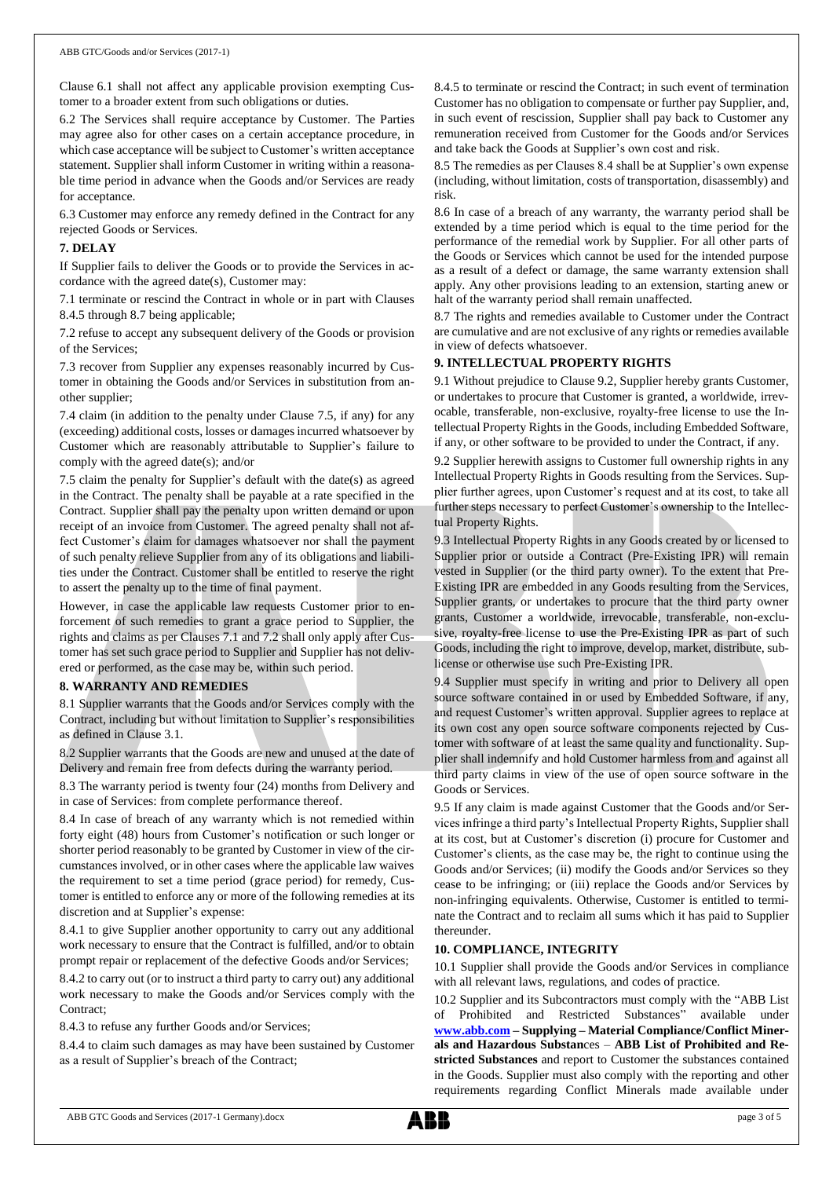Clause 6.1 shall not affect any applicable provision exempting Customer to a broader extent from such obligations or duties.

6.2 The Services shall require acceptance by Customer. The Parties may agree also for other cases on a certain acceptance procedure, in which case acceptance will be subject to Customer's written acceptance statement. Supplier shall inform Customer in writing within a reasonable time period in advance when the Goods and/or Services are ready for acceptance.

6.3 Customer may enforce any remedy defined in the Contract for any rejected Goods or Services.

## 7. DELAY

If Supplier fails to deliver the Goods or to provide the Services in accordance with the agreed date(s), Customer may:

7.1 terminate or rescind the Contract in whole or in part with Clauses 8.4.5 through 8.7 being applicable;

7.2 refuse to accept any subsequent delivery of the Goods or provision of the Services;

7.3 recover from Supplier any expenses reasonably incurred by Customer in obtaining the Goods and/or Services in substitution from another supplier;

7.4 claim (in addition to the penalty under Clause 7.5, if any) for any (exceeding) additional costs, losses or damages incurred whatsoever by Customer which are reasonably attributable to Supplier's failure to comply with the agreed date(s); and/or

7.5 claim the penalty for Supplier's default with the date(s) as agreed in the Contract. The penalty shall be payable at a rate specified in the Contract. Supplier shall pay the penalty upon written demand or upon receipt of an invoice from Customer. The agreed penalty shall not affect Customer's claim for damages whatsoever nor shall the payment of such penalty relieve Supplier from any of its obligations and liabilities under the Contract. Customer shall be entitled to reserve the right to assert the penalty up to the time of final payment.

However, in case the applicable law requests Customer prior to enforcement of such remedies to grant a grace period to Supplier, the rights and claims as per Clauses 7.1 and 7.2 shall only apply after Customer has set such grace period to Supplier and Supplier has not delivered or performed, as the case may be, within such period.

## 8. WARRANTY AND REMEDIES

8.1 Supplier warrants that the Goods and/or Services comply with the Contract, including but without limitation to Supplier's responsibilities as defined in Clause 3.1.

8.2 Supplier warrants that the Goods are new and unused at the date of Delivery and remain free from defects during the warranty period.

8.3 The warranty period is twenty four (24) months from Delivery and in case of Services: from complete performance thereof.

8.4 In case of breach of any warranty which is not remedied within forty eight (48) hours from Customer's notification or such longer or shorter period reasonably to be granted by Customer in view of the circumstances involved, or in other cases where the applicable law waives the requirement to set a time period (grace period) for remedy, Customer is entitled to enforce any or more of the following remedies at its discretion and at Supplier's expense:

8.4.1 to give Supplier another opportunity to carry out any additional work necessary to ensure that the Contract is fulfilled, and/or to obtain prompt repair or replacement of the defective Goods and/or Services;

8.4.2 to carry out (or to instruct a third party to carry out) any additional work necessary to make the Goods and/or Services comply with the Contract;

8.4.3 to refuse any further Goods and/or Services;

8.4.4 to claim such damages as may have been sustained by Customer as a result of Supplier's breach of the Contract;

8.4.5 to terminate or rescind the Contract; in such event of termination Customer has no obligation to compensate or further pay Supplier, and, in such event of rescission, Supplier shall pay back to Customer any remuneration received from Customer for the Goods and/or Services and take back the Goods at Supplier's own cost and risk.

8.5 The remedies as per Clauses 8.4 shall be at Supplier's own expense (including, without limitation, costs of transportation, disassembly) and risk.

8.6 In case of a breach of any warranty, the warranty period shall be extended by a time period which is equal to the time period for the performance of the remedial work by Supplier. For all other parts of the Goods or Services which cannot be used for the intended purpose as a result of a defect or damage, the same warranty extension shall apply. Any other provisions leading to an extension, starting anew or halt of the warranty period shall remain unaffected.

8.7 The rights and remedies available to Customer under the Contract are cumulative and are not exclusive of any rights or remedies available in view of defects whatsoever.

## 9. INTELLECTUAL PROPERTY RIGHTS

9.1 Without prejudice to Clause 9.2, Supplier hereby grants Customer, or undertakes to procure that Customer is granted, a worldwide, irrevocable, transferable, non-exclusive, royalty-free license to use the Intellectual Property Rights in the Goods, including Embedded Software, if any, or other software to be provided to under the Contract, if any.

9.2 Supplier herewith assigns to Customer full ownership rights in any Intellectual Property Rights in Goods resulting from the Services. Supplier further agrees, upon Customer's request and at its cost, to take all further steps necessary to perfect Customer's ownership to the Intellectual Property Rights.

9.3 Intellectual Property Rights in any Goods created by or licensed to Supplier prior or outside a Contract (Pre-Existing IPR) will remain vested in Supplier (or the third party owner). To the extent that Pre-Existing IPR are embedded in any Goods resulting from the Services, Supplier grants, or undertakes to procure that the third party owner grants, Customer a worldwide, irrevocable, transferable, non-exclusive, royalty-free license to use the Pre-Existing IPR as part of such Goods, including the right to improve, develop, market, distribute, sublicense or otherwise use such Pre-Existing IPR.

9.4 Supplier must specify in writing and prior to Delivery all open source software contained in or used by Embedded Software, if any, and request Customer's written approval. Supplier agrees to replace at its own cost any open source software components rejected by Customer with software of at least the same quality and functionality. Supplier shall indemnify and hold Customer harmless from and against all third party claims in view of the use of open source software in the Goods or Services.

9.5 If any claim is made against Customer that the Goods and/or Services infringe a third party's Intellectual Property Rights, Supplier shall at its cost, but at Customer's discretion (i) procure for Customer and Customer's clients, as the case may be, the right to continue using the Goods and/or Services; (ii) modify the Goods and/or Services so they cease to be infringing; or (iii) replace the Goods and/or Services by non-infringing equivalents. Otherwise, Customer is entitled to terminate the Contract and to reclaim all sums which it has paid to Supplier thereunder.

## 10. COMPLIANCE, INTEGRITY

10.1 Supplier shall provide the Goods and/or Services in compliance with all relevant laws, regulations, and codes of practice.

10.2 Supplier and its Subcontractors must comply with the "ABB List of Prohibited and Restricted Substances" available under **www.abb.com – Supplying – Material Compliance/Conflict Minerals and Hazardous Substan**ces – **ABB List of Prohibited and Restricted Substances** and report to Customer the substances contained in the Goods. Supplier must also comply with the reporting and other requirements regarding Conflict Minerals made available under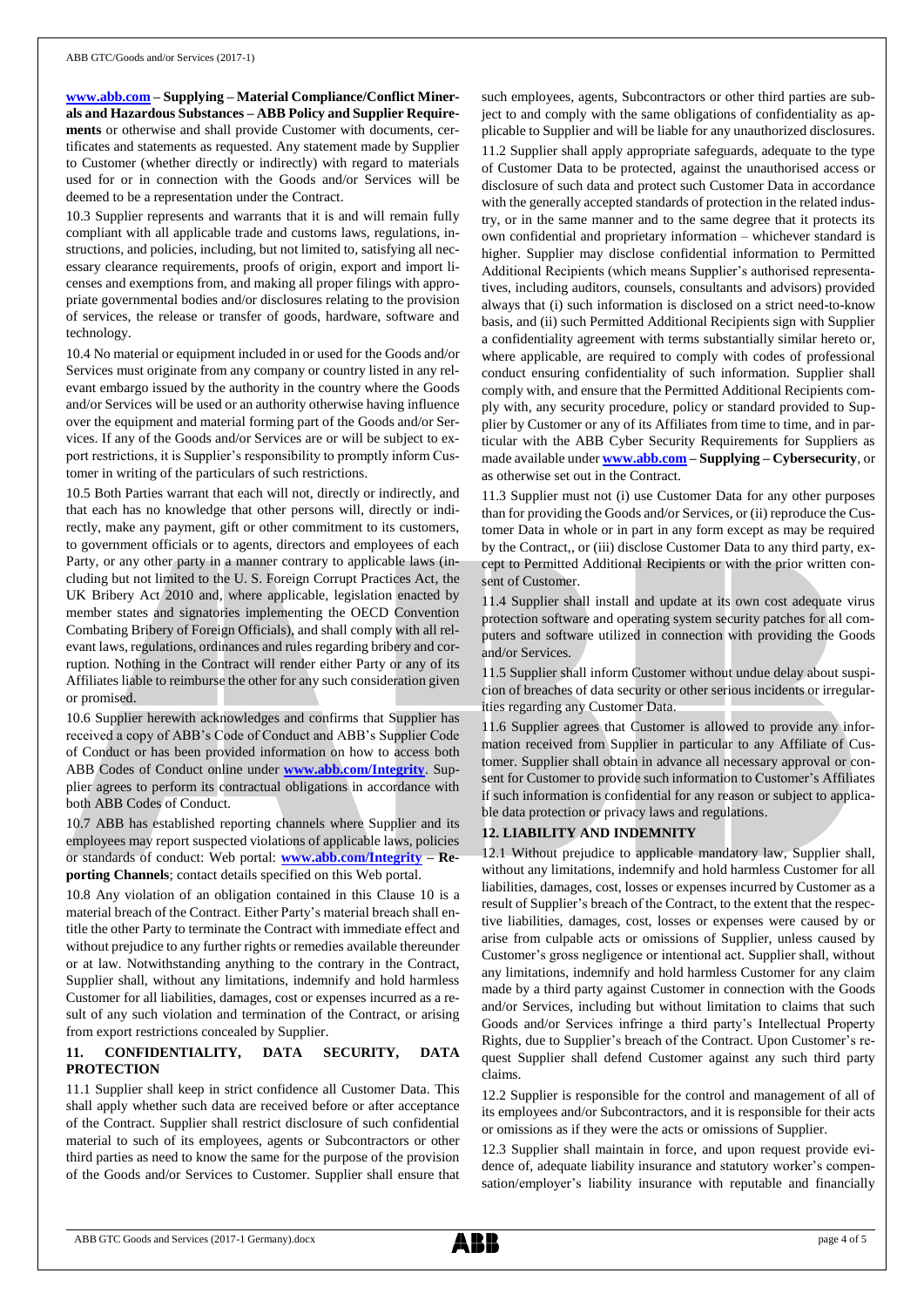**www.abb.com – Supplying – Material Compliance/Conflict Minerals and Hazardous Substances – ABB Policy and Supplier Requirements** or otherwise and shall provide Customer with documents, certificates and statements as requested. Any statement made by Supplier to Customer (whether directly or indirectly) with regard to materials used for or in connection with the Goods and/or Services will be deemed to be a representation under the Contract.

10.3 Supplier represents and warrants that it is and will remain fully compliant with all applicable trade and customs laws, regulations, instructions, and policies, including, but not limited to, satisfying all necessary clearance requirements, proofs of origin, export and import licenses and exemptions from, and making all proper filings with appropriate governmental bodies and/or disclosures relating to the provision of services, the release or transfer of goods, hardware, software and technology.

10.4 No material or equipment included in or used for the Goods and/or Services must originate from any company or country listed in any relevant embargo issued by the authority in the country where the Goods and/or Services will be used or an authority otherwise having influence over the equipment and material forming part of the Goods and/or Services. If any of the Goods and/or Services are or will be subject to export restrictions, it is Supplier's responsibility to promptly inform Customer in writing of the particulars of such restrictions.

10.5 Both Parties warrant that each will not, directly or indirectly, and that each has no knowledge that other persons will, directly or indirectly, make any payment, gift or other commitment to its customers, to government officials or to agents, directors and employees of each Party, or any other party in a manner contrary to applicable laws (including but not limited to the U. S. Foreign Corrupt Practices Act, the UK Bribery Act 2010 and, where applicable, legislation enacted by member states and signatories implementing the OECD Convention Combating Bribery of Foreign Officials), and shall comply with all relevant laws, regulations, ordinances and rules regarding bribery and corruption. Nothing in the Contract will render either Party or any of its Affiliates liable to reimburse the other for any such consideration given or promised.

10.6 Supplier herewith acknowledges and confirms that Supplier has received a copy of ABB's Code of Conduct and ABB's Supplier Code of Conduct or has been provided information on how to access both ABB Codes of Conduct online under **www.abb.com/Integrity**. Supplier agrees to perform its contractual obligations in accordance with both ABB Codes of Conduct.

10.7 ABB has established reporting channels where Supplier and its employees may report suspected violations of applicable laws, policies or standards of conduct: Web portal: **www.abb.com/Integrity – Reporting Channels**; contact details specified on this Web portal.

10.8 Any violation of an obligation contained in this Clause 10 is a material breach of the Contract. Either Party's material breach shall entitle the other Party to terminate the Contract with immediate effect and without prejudice to any further rights or remedies available thereunder or at law. Notwithstanding anything to the contrary in the Contract, Supplier shall, without any limitations, indemnify and hold harmless Customer for all liabilities, damages, cost or expenses incurred as a result of any such violation and termination of the Contract, or arising from export restrictions concealed by Supplier.

## 11. CONFIDENTIALITY, DATA SECURITY, DATA PROTECTION

11.1 Supplier shall keep in strict confidence all Customer Data. This shall apply whether such data are received before or after acceptance of the Contract. Supplier shall restrict disclosure of such confidential material to such of its employees, agents or Subcontractors or other third parties as need to know the same for the purpose of the provision of the Goods and/or Services to Customer. Supplier shall ensure that such employees, agents, Subcontractors or other third parties are subject to and comply with the same obligations of confidentiality as applicable to Supplier and will be liable for any unauthorized disclosures.

11.2 Supplier shall apply appropriate safeguards, adequate to the type of Customer Data to be protected, against the unauthorised access or disclosure of such data and protect such Customer Data in accordance with the generally accepted standards of protection in the related industry, or in the same manner and to the same degree that it protects its own confidential and proprietary information – whichever standard is higher. Supplier may disclose confidential information to Permitted Additional Recipients (which means Supplier's authorised representatives, including auditors, counsels, consultants and advisors) provided always that (i) such information is disclosed on a strict need-to-know basis, and (ii) such Permitted Additional Recipients sign with Supplier a confidentiality agreement with terms substantially similar hereto or, where applicable, are required to comply with codes of professional conduct ensuring confidentiality of such information. Supplier shall comply with, and ensure that the Permitted Additional Recipients comply with, any security procedure, policy or standard provided to Supplier by Customer or any of its Affiliates from time to time, and in particular with the ABB Cyber Security Requirements for Suppliers as made available under **www.abb.com – Supplying – Cybersecurity**, or as otherwise set out in the Contract.

11.3 Supplier must not (i) use Customer Data for any other purposes than for providing the Goods and/or Services, or (ii) reproduce the Customer Data in whole or in part in any form except as may be required by the Contract,, or (iii) disclose Customer Data to any third party, except to Permitted Additional Recipients or with the prior written consent of Customer.

11.4 Supplier shall install and update at its own cost adequate virus protection software and operating system security patches for all computers and software utilized in connection with providing the Goods and/or Services.

11.5 Supplier shall inform Customer without undue delay about suspicion of breaches of data security or other serious incidents or irregularities regarding any Customer Data.

11.6 Supplier agrees that Customer is allowed to provide any information received from Supplier in particular to any Affiliate of Customer. Supplier shall obtain in advance all necessary approval or consent for Customer to provide such information to Customer's Affiliates if such information is confidential for any reason or subject to applicable data protection or privacy laws and regulations.

## 12. LIABILITY AND INDEMNITY

12.1 Without prejudice to applicable mandatory law, Supplier shall, without any limitations, indemnify and hold harmless Customer for all liabilities, damages, cost, losses or expenses incurred by Customer as a result of Supplier's breach of the Contract, to the extent that the respective liabilities, damages, cost, losses or expenses were caused by or arise from culpable acts or omissions of Supplier, unless caused by Customer's gross negligence or intentional act. Supplier shall, without any limitations, indemnify and hold harmless Customer for any claim made by a third party against Customer in connection with the Goods and/or Services, including but without limitation to claims that such Goods and/or Services infringe a third party's Intellectual Property Rights, due to Supplier's breach of the Contract. Upon Customer's request Supplier shall defend Customer against any such third party claims.

12.2 Supplier is responsible for the control and management of all of its employees and/or Subcontractors, and it is responsible for their acts or omissions as if they were the acts or omissions of Supplier.

12.3 Supplier shall maintain in force, and upon request provide evidence of, adequate liability insurance and statutory worker's compensation/employer's liability insurance with reputable and financially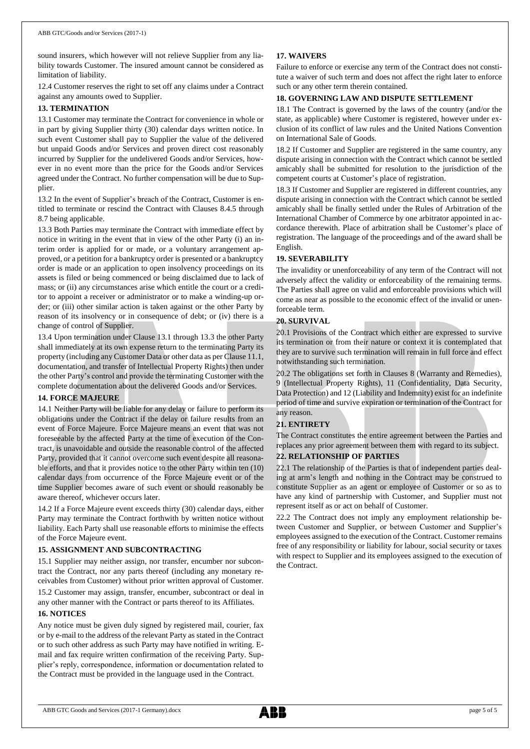sound insurers, which however will not relieve Supplier from any liability towards Customer. The insured amount cannot be considered as limitation of liability.

12.4 Customer reserves the right to set off any claims under a Contract against any amounts owed to Supplier.

## 13. TERMINATION

13.1 Customer may terminate the Contract for convenience in whole or in part by giving Supplier thirty (30) calendar days written notice. In such event Customer shall pay to Supplier the value of the delivered but unpaid Goods and/or Services and proven direct cost reasonably incurred by Supplier for the undelivered Goods and/or Services, however in no event more than the price for the Goods and/or Services agreed under the Contract. No further compensation will be due to Supplier.

13.2 In the event of Supplier's breach of the Contract, Customer is entitled to terminate or rescind the Contract with Clauses 8.4.5 through 8.7 being applicable.

13.3 Both Parties may terminate the Contract with immediate effect by notice in writing in the event that in view of the other Party (i) an interim order is applied for or made, or a voluntary arrangement approved, or a petition for a bankruptcy order is presented or a bankruptcy order is made or an application to open insolvency proceedings on its assets is filed or being commenced or being disclaimed due to lack of mass; or (ii) any circumstances arise which entitle the court or a creditor to appoint a receiver or administrator or to make a winding-up order; or (iii) other similar action is taken against or the other Party by reason of its insolvency or in consequence of debt; or (iv) there is a change of control of Supplier.

13.4 Upon termination under Clause 13.1 through 13.3 the other Party shall immediately at its own expense return to the terminating Party its property (including any Customer Data or other data as per Clause 11.1, documentation, and transfer of Intellectual Property Rights) then under the other Party's control and provide the terminating Customer with the complete documentation about the delivered Goods and/or Services.

## 14. FORCE MAJEURE

14.1 Neither Party will be liable for any delay or failure to perform its obligations under the Contract if the delay or failure results from an event of Force Majeure. Force Majeure means an event that was not foreseeable by the affected Party at the time of execution of the Contract, is unavoidable and outside the reasonable control of the affected Party, provided that it cannot overcome such event despite all reasonable efforts, and that it provides notice to the other Party within ten (10) calendar days from occurrence of the Force Majeure event or of the time Supplier becomes aware of such event or should reasonably be aware thereof, whichever occurs later.

14.2 If a Force Majeure event exceeds thirty (30) calendar days, either Party may terminate the Contract forthwith by written notice without liability. Each Party shall use reasonable efforts to minimise the effects of the Force Majeure event.

## 15. ASSIGNMENT AND SUBCONTRACTING

15.1 Supplier may neither assign, nor transfer, encumber nor subcontract the Contract, nor any parts thereof (including any monetary receivables from Customer) without prior written approval of Customer.

15.2 Customer may assign, transfer, encumber, subcontract or deal in any other manner with the Contract or parts thereof to its Affiliates.

## 16. NOTICES

Any notice must be given duly signed by registered mail, courier, fax or by e-mail to the address of the relevant Party as stated in the Contract or to such other address as such Party may have notified in writing. E-mail and fax require written confirmation of the receiving Party. Supplier's reply, correspondence, information or documentation related to the Contract must be provided in the language used in the Contract.

## 17. WAIVERS

Failure to enforce or exercise any term of the Contract does not constitute a waiver of such term and does not affect the right later to enforce such or any other term therein contained.

## 18. GOVERNING LAW AND DISPUTE SETTLEMENT

18.1 The Contract is governed by the laws of the country (and/or the state, as applicable) where Customer is registered, however under exclusion of its conflict of law rules and the United Nations Convention on International Sale of Goods.

18.2 If Customer and Supplier are registered in the same country, any dispute arising in connection with the Contract which cannot be settled amicably shall be submitted for resolution to the jurisdiction of the competent courts at Customer's place of registration.

18.3 If Customer and Supplier are registered in different countries, any dispute arising in connection with the Contract which cannot be settled amicably shall be finally settled under the Rules of Arbitration of the International Chamber of Commerce by one arbitrator appointed in accordance therewith. Place of arbitration shall be Customer's place of registration. The language of the proceedings and of the award shall be English.

## 19. SEVERABILITY

The invalidity or unenforceability of any term of the Contract will not adversely affect the validity or enforceability of the remaining terms. The Parties shall agree on valid and enforceable provisions which will come as near as possible to the economic effect of the invalid or unenforceable term.

## 20. SURVIVAL

20.1 Provisions of the Contract which either are expressed to survive its termination or from their nature or context it is contemplated that they are to survive such termination will remain in full force and effect notwithstanding such termination.

20.2 The obligations set forth in Clauses 8 (Warranty and Remedies), 9 (Intellectual Property Rights), 11 (Confidentiality, Data Security, Data Protection) and 12 (Liability and Indemnity) exist for an indefinite period of time and survive expiration or termination of the Contract for any reason.

## 21. ENTIRETY

The Contract constitutes the entire agreement between the Parties and replaces any prior agreement between them with regard to its subject.

## 22. RELATIONSHIP OF PARTIES

22.1 The relationship of the Parties is that of independent parties dealing at arm's length and nothing in the Contract may be construed to constitute Supplier as an agent or employee of Customer or so as to have any kind of partnership with Customer, and Supplier must not represent itself as or act on behalf of Customer.

22.2 The Contract does not imply any employment relationship between Customer and Supplier, or between Customer and Supplier's employees assigned to the execution of the Contract. Customer remains free of any responsibility or liability for labour, social security or taxes with respect to Supplier and its employees assigned to the execution of the Contract.